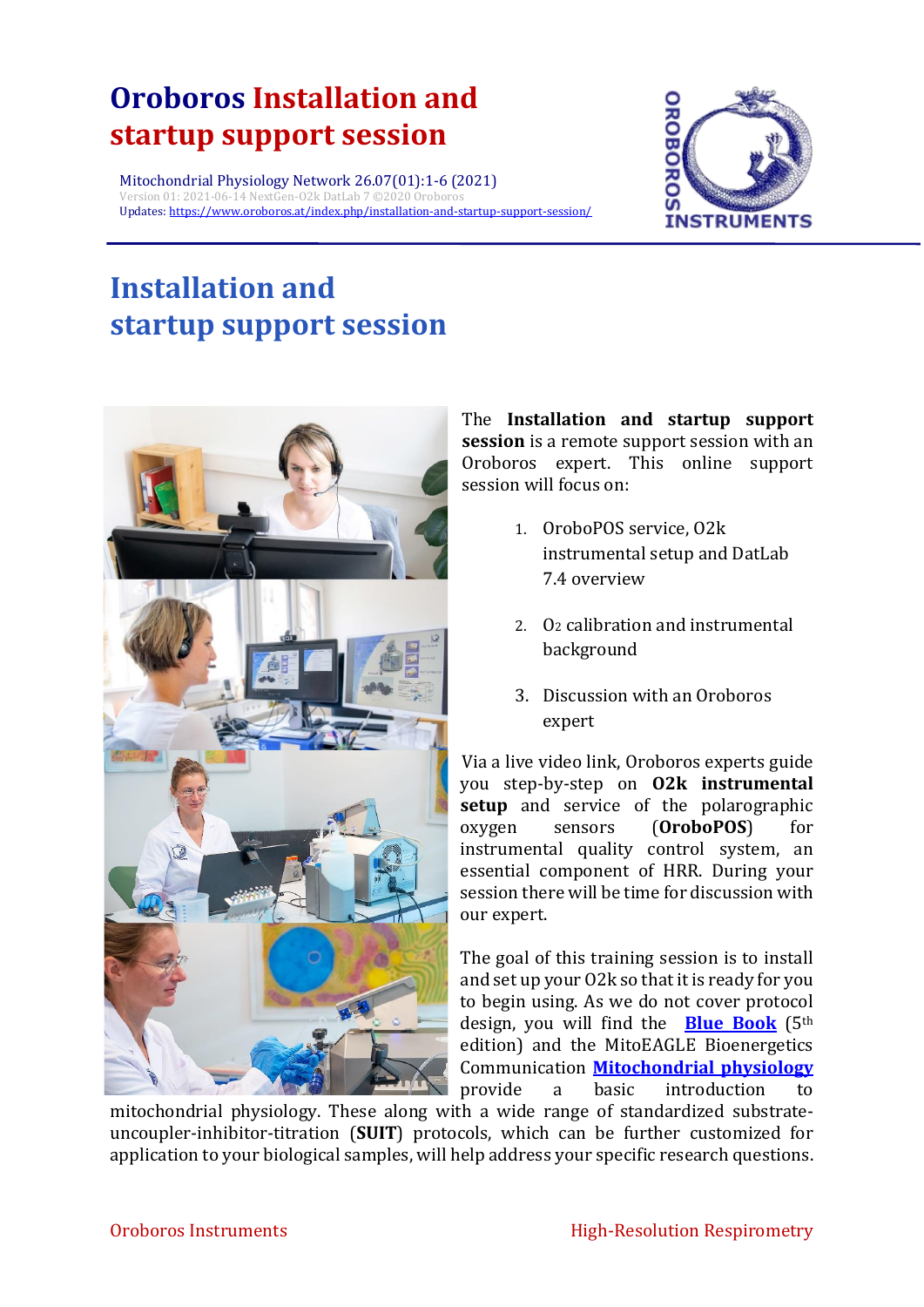# Oroboros Installation and startup support session

Mitochondrial Physiology Network 26.07(01):1-6 (2021)
Version 01: 2021-06-14 NextGen-O2k DatLab 7 ©2020 Oroboros
Updates: https://www.oroboros.at/index.php/installation-and-startup-support-session/

OROBOROS INSTRUMENTS

## Installation and startup support session

The **Installation and startup support session** is a remote support session with an Oroboros expert. This online support session will focus on:

1. OroboPOS service, O2k instrumental setup and DatLab 7.4 overview
2. $O_2$ calibration and instrumental background
3. Discussion with an Oroboros expert

Via a live video link, Oroboros experts guide you step-by-step on **O2k instrumental setup** and service of the polarographic oxygen sensors (**OroboPOS**) for instrumental quality control system, an essential component of HRR. During your session there will be time for discussion with our expert.

The goal of this training session is to install and set up your O2k so that it is ready for you to begin using. As we do not cover protocol design, you will find the **Blue Book** (5th edition) and the MitoEAGLE Bioenergetics Communication **Mitochondrial physiology** provide a basic introduction to mitochondrial physiology. These along with a wide range of standardized substrate-uncoupler-inhibitor-titration (**SUIT**) protocols, which can be further customized for application to your biological samples, will help address your specific research questions.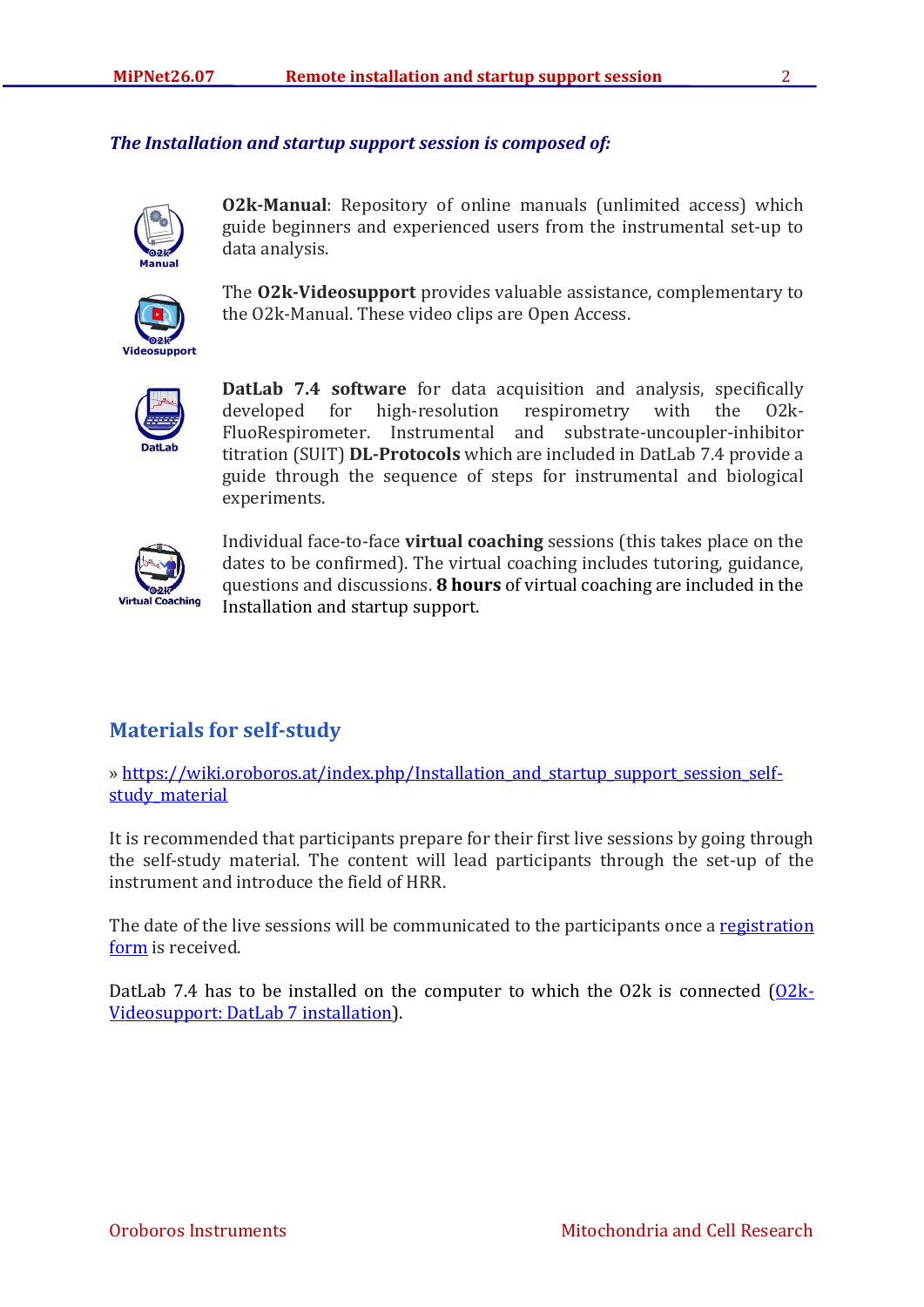***The Installation and startup support session is composed of:***

**O2k-Manual**: Repository of online manuals (unlimited access) which guide beginners and experienced users from the instrumental set-up to data analysis.

The **O2k-Videosupport** provides valuable assistance, complementary to the O2k-Manual. These video clips are Open Access.

**DatLab 7.4 software** for data acquisition and analysis, specifically developed for high-resolution respirometry with the O2k-FluoRespirometer. Instrumental and substrate-uncoupler-inhibitor titration (SUIT) **DL-Protocols** which are included in DatLab 7.4 provide a guide through the sequence of steps for instrumental and biological experiments.

Individual face-to-face **virtual coaching** sessions (this takes place on the dates to be confirmed). The virtual coaching includes tutoring, guidance, questions and discussions. **8 hours** of virtual coaching are included in the Installation and startup support.

## Materials for self-study

» [https://wiki.oroboros.at/index.php/Installation_and_startup_support_session_self-study_material](https://wiki.oroboros.at/index.php/Installation_and_startup_support_session_self-study_material)

It is recommended that participants prepare for their first live sessions by going through the self-study material. The content will lead participants through the set-up of the instrument and introduce the field of HRR.

The date of the live sessions will be communicated to the participants once a registration form is received.

DatLab 7.4 has to be installed on the computer to which the O2k is connected (O2k-Videosupport: DatLab 7 installation).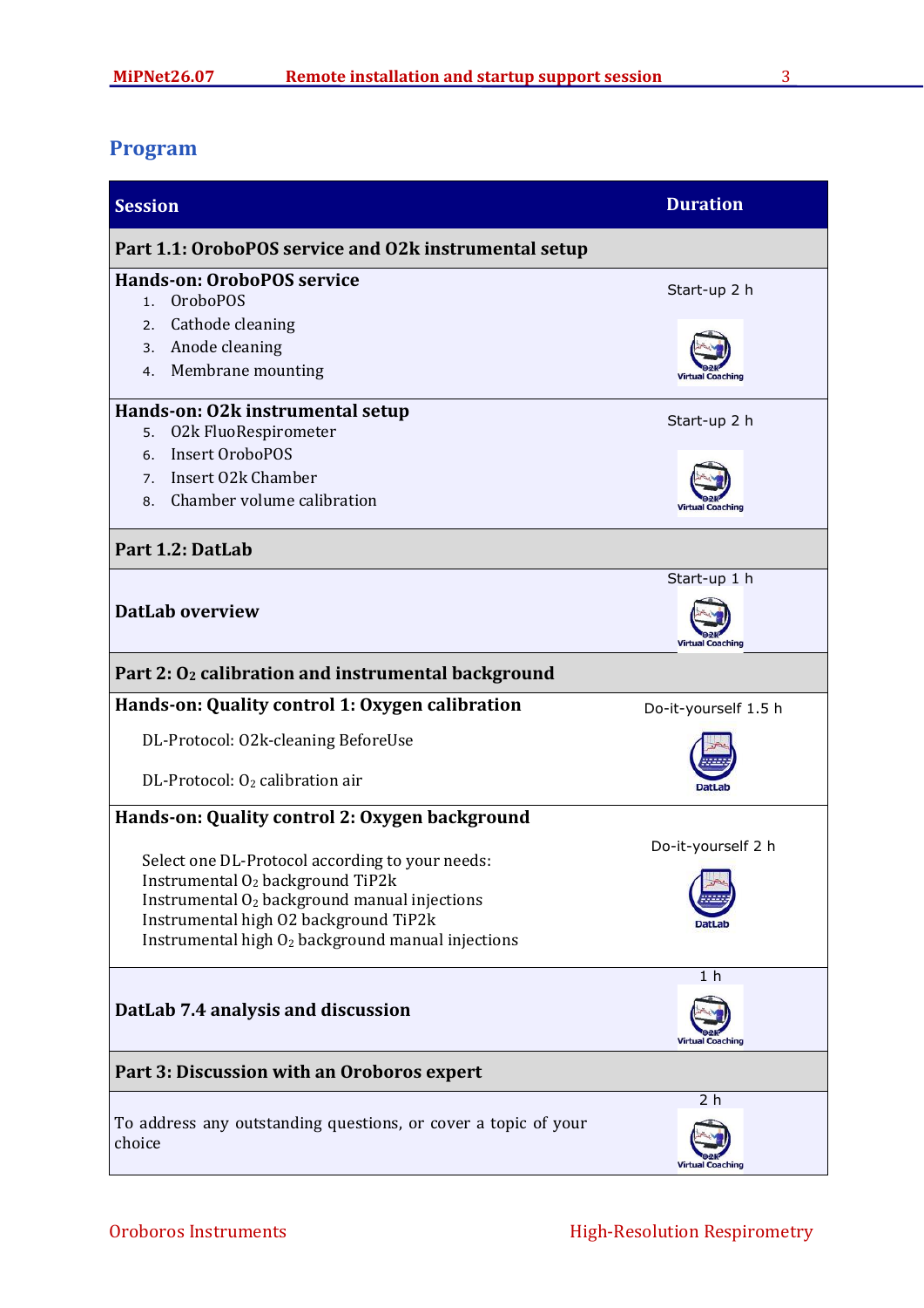## Program

| Session | Duration |
|---|---|
| **Part 1.1: OroboPOS service and O2k instrumental setup** | |
| **Hands-on: OroboPOS service**<br>1. OroboPOS<br>2. Cathode cleaning<br>3. Anode cleaning<br>4. Membrane mounting | Start-up 2 h<br>O2k Virtual Coaching |
| **Hands-on: O2k instrumental setup**<br>5. O2k FluoRespirometer<br>6. Insert OroboPOS<br>7. Insert O2k Chamber<br>8. Chamber volume calibration | Start-up 2 h<br>O2k Virtual Coaching |
| **Part 1.2: DatLab** | |
| **DatLab overview** | Start-up 1 h<br>O2k Virtual Coaching |
| **Part 2: $O_2$ calibration and instrumental background** | |
| **Hands-on: Quality control 1: Oxygen calibration**<br>DL-Protocol: O2k-cleaning BeforeUse<br>DL-Protocol: $O_2$ calibration air | Do-it-yourself 1.5 h<br>DatLab |
| **Hands-on: Quality control 2: Oxygen background**<br>Select one DL-Protocol according to your needs:<br>Instrumental $O_2$ background TiP2k<br>Instrumental $O_2$ background manual injections<br>Instrumental high O2 background TiP2k<br>Instrumental high $O_2$ background manual injections | Do-it-yourself 2 h<br>DatLab |
| **DatLab 7.4 analysis and discussion** | 1 h<br>O2k Virtual Coaching |
| **Part 3: Discussion with an Oroboros expert** | |
| To address any outstanding questions, or cover a topic of your choice | 2 h<br>O2k Virtual Coaching |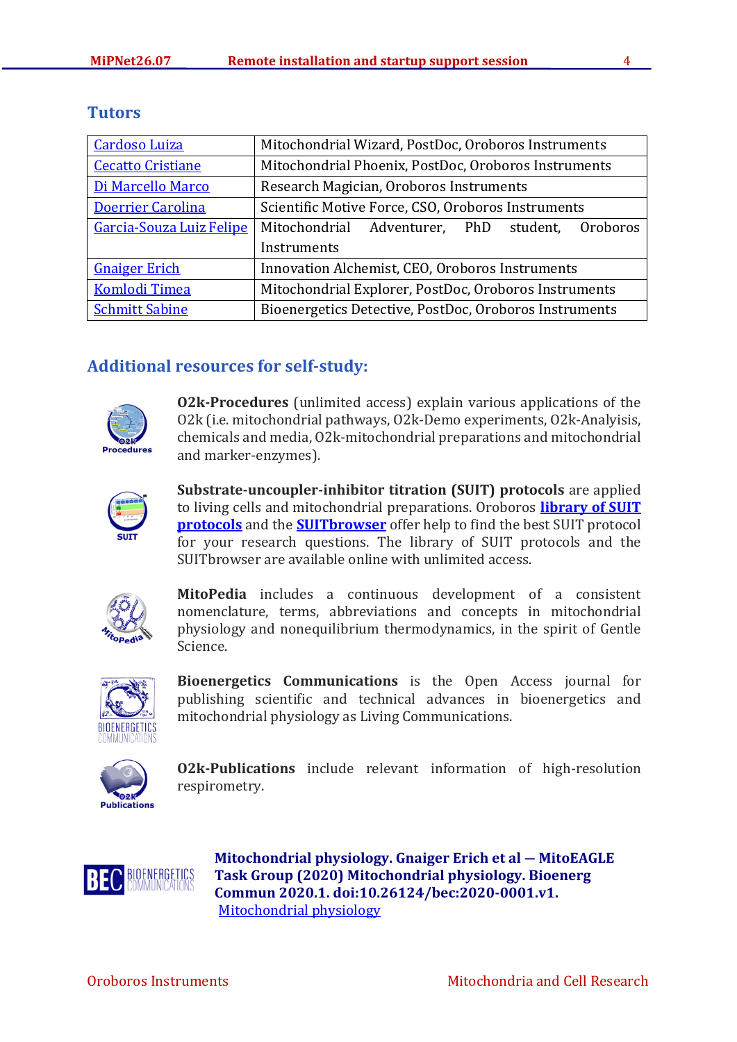## Tutors

| | |
|---|---|
| Cardoso Luiza | Mitochondrial Wizard, PostDoc, Oroboros Instruments |
| Cecatto Cristiane | Mitochondrial Phoenix, PostDoc, Oroboros Instruments |
| Di Marcello Marco | Research Magician, Oroboros Instruments |
| Doerrier Carolina | Scientific Motive Force, CSO, Oroboros Instruments |
| Garcia-Souza Luiz Felipe | Mitochondrial Adventurer, PhD student, Oroboros Instruments |
| Gnaiger Erich | Innovation Alchemist, CEO, Oroboros Instruments |
| Komlodi Timea | Mitochondrial Explorer, PostDoc, Oroboros Instruments |
| Schmitt Sabine | Bioenergetics Detective, PostDoc, Oroboros Instruments |

## Additional resources for self-study:

**O2k-Procedures** (unlimited access) explain various applications of the O2k (i.e. mitochondrial pathways, O2k-Demo experiments, O2k-Analyisis, chemicals and media, O2k-mitochondrial preparations and mitochondrial and marker-enzymes).

**Substrate-uncoupler-inhibitor titration (SUIT) protocols** are applied to living cells and mitochondrial preparations. Oroboros **library of SUIT protocols** and the **SUITbrowser** offer help to find the best SUIT protocol for your research questions. The library of SUIT protocols and the SUITbrowser are available online with unlimited access.

**MitoPedia** includes a continuous development of a consistent nomenclature, terms, abbreviations and concepts in mitochondrial physiology and nonequilibrium thermodynamics, in the spirit of Gentle Science.

**Bioenergetics Communications** is the Open Access journal for publishing scientific and technical advances in bioenergetics and mitochondrial physiology as Living Communications.

**O2k-Publications** include relevant information of high-resolution respirometry.

**Mitochondrial physiology. Gnaiger Erich et al — MitoEAGLE Task Group (2020) Mitochondrial physiology. Bioenerg Commun 2020.1. doi:10.26124/bec:2020-0001.v1.**
Mitochondrial physiology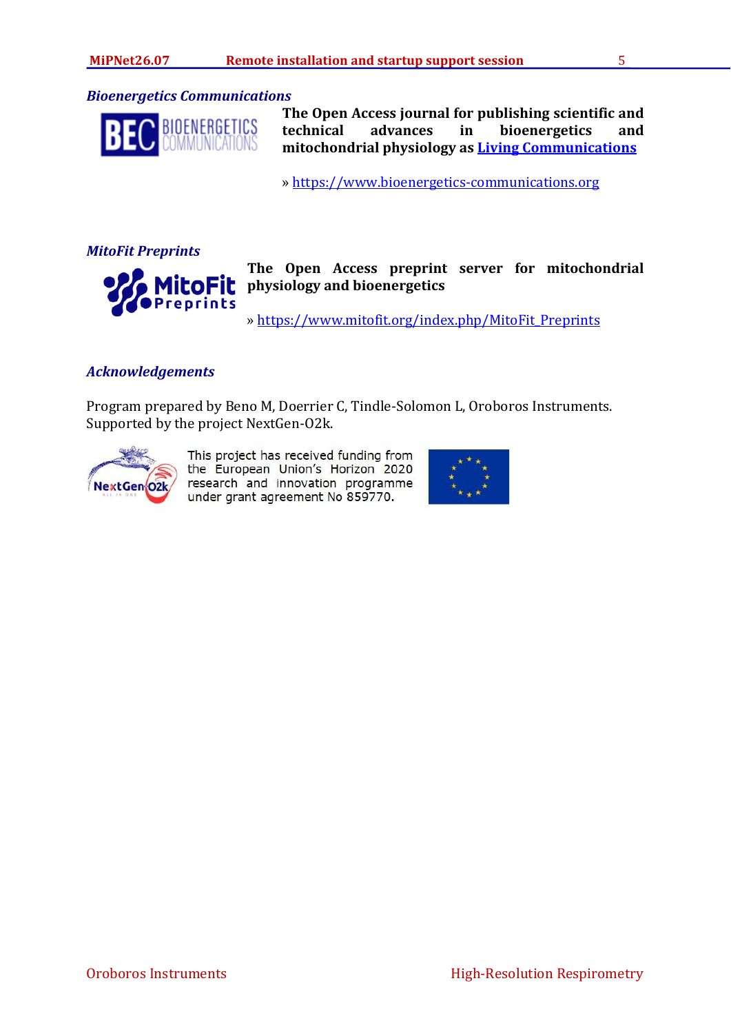## *Bioenergetics Communications*

**The Open Access journal for publishing scientific and technical advances in bioenergetics and mitochondrial physiology as Living Communications**

» https://www.bioenergetics-communications.org

## *MitoFit Preprints*

**The Open Access preprint server for mitochondrial physiology and bioenergetics**

» https://www.mitofit.org/index.php/MitoFit_Preprints

## *Acknowledgements*

Program prepared by Beno M, Doerrier C, Tindle-Solomon L, Oroboros Instruments. Supported by the project NextGen-O2k.

This project has received funding from the European Union's Horizon 2020 research and innovation programme under grant agreement No 859770.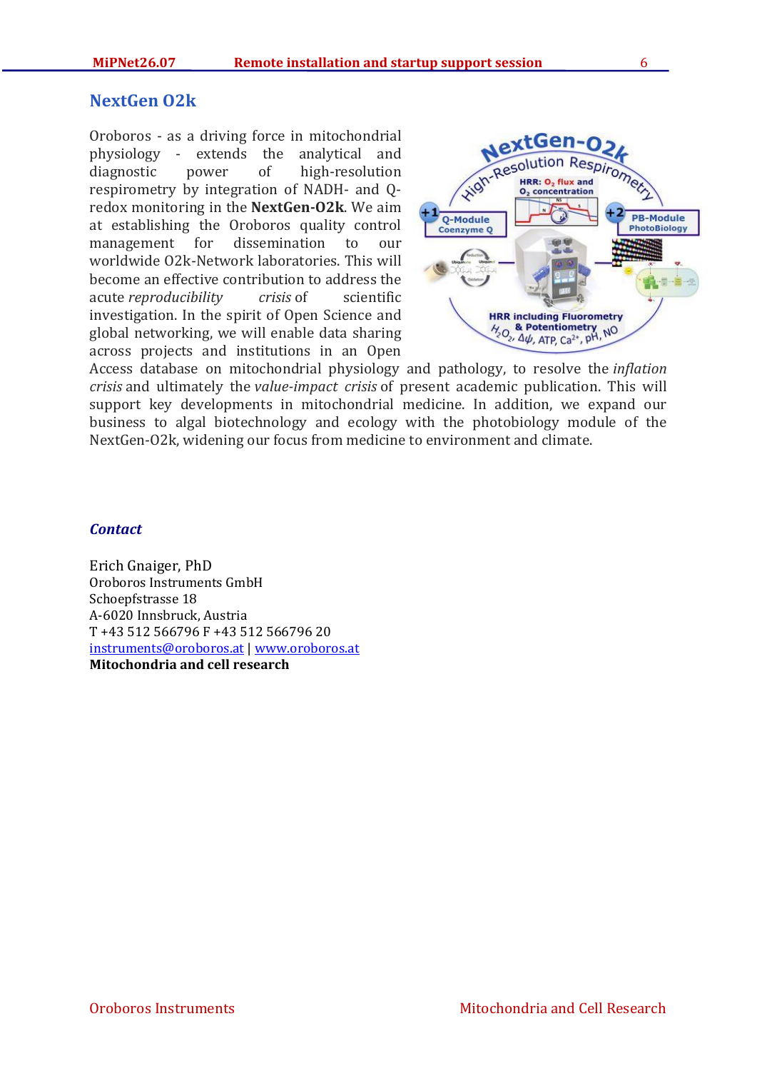## NextGen O2k

Oroboros - as a driving force in mitochondrial physiology - extends the analytical and diagnostic power of high-resolution respirometry by integration of NADH- and Q-redox monitoring in the **NextGen-O2k**. We aim at establishing the Oroboros quality control management for dissemination to our worldwide O2k-Network laboratories. This will become an effective contribution to address the acute *reproducibility crisis* of scientific investigation. In the spirit of Open Science and global networking, we will enable data sharing across projects and institutions in an Open Access database on mitochondrial physiology and pathology, to resolve the *inflation crisis* and ultimately the *value-impact crisis* of present academic publication. This will support key developments in mitochondrial medicine. In addition, we expand our business to algal biotechnology and ecology with the photobiology module of the NextGen-O2k, widening our focus from medicine to environment and climate.

NextGen-O2k

High-Resolution Respirometry

HRR: $O_2$ flux and $O_2$ concentration

+1 Q-Module Coenzyme Q

+2 PB-Module PhotoBiology

HRR including Fluorometry & Potentiometry

$H_2O_2$, $\Delta\psi$, ATP, $Ca^{2+}$, pH, NO

### *Contact*

Erich Gnaiger, PhD
Oroboros Instruments GmbH
Schoepfstrasse 18
A-6020 Innsbruck, Austria
T +43 512 566796 F +43 512 566796 20
instruments@oroboros.at | www.oroboros.at
**Mitochondria and cell research**